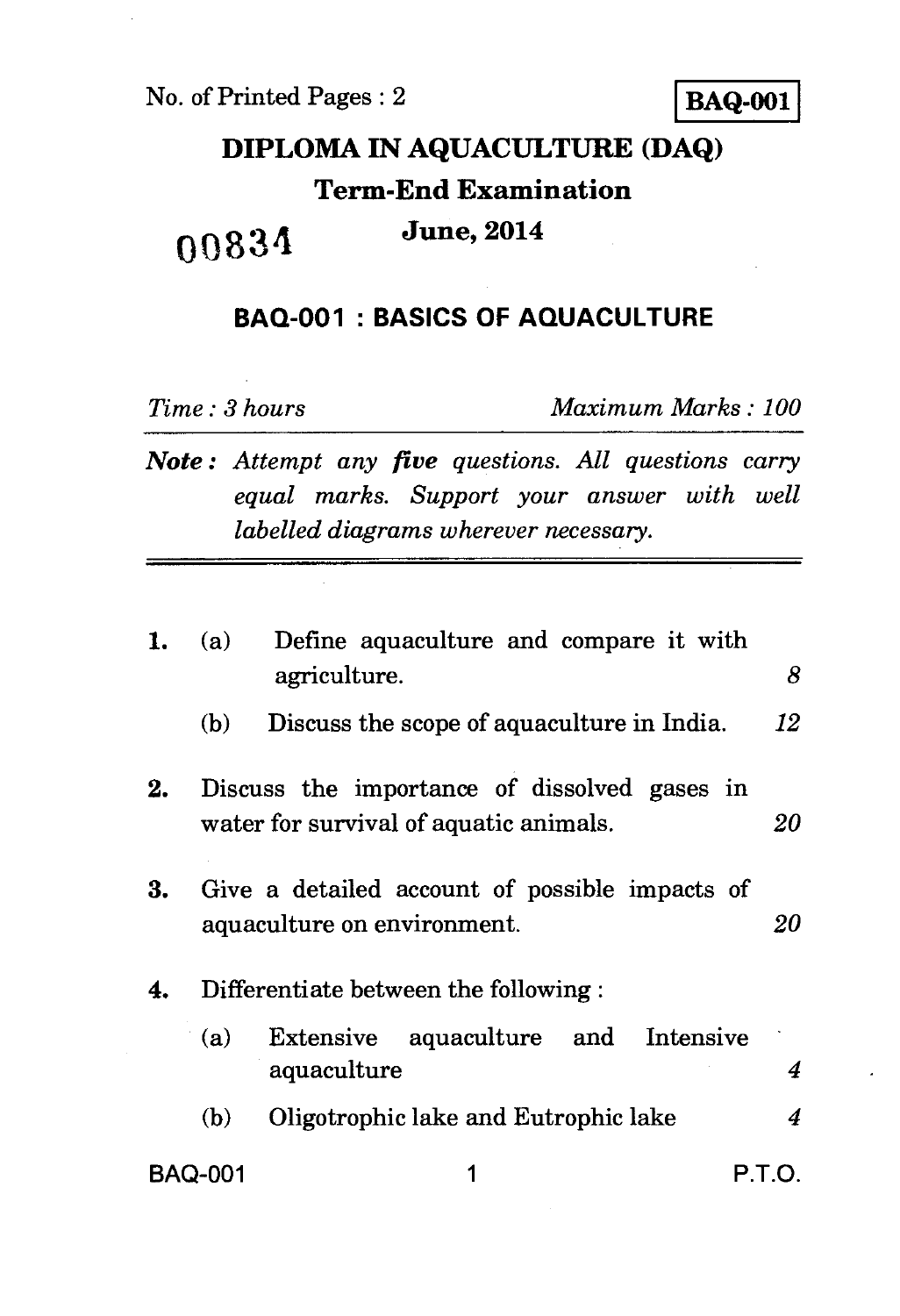No. of Printed Pages : 2

**BAQ-001**

# DIPLOMA IN AQUACULTURE (DAQ)

## Term-End Examination

00834

**June, 2014**

## BAQ-001 : BASICS OF AQUACULTURE

*Time : 3 hours* *Maximum Marks : 100*

***Note :*** *Attempt any **five** questions. All questions carry equal marks. Support your answer with well labelled diagrams wherever necessary.*

---

1. (a) Define aquaculture and compare it with agriculture. *8*

   (b) Discuss the scope of aquaculture in India. *12*

2. Discuss the importance of dissolved gases in water for survival of aquatic animals. *20*

3. Give a detailed account of possible impacts of aquaculture on environment. *20*

4. Differentiate between the following :

   (a) Extensive aquaculture and Intensive aquaculture *4*

   (b) Oligotrophic lake and Eutrophic lake *4*

P.T.O.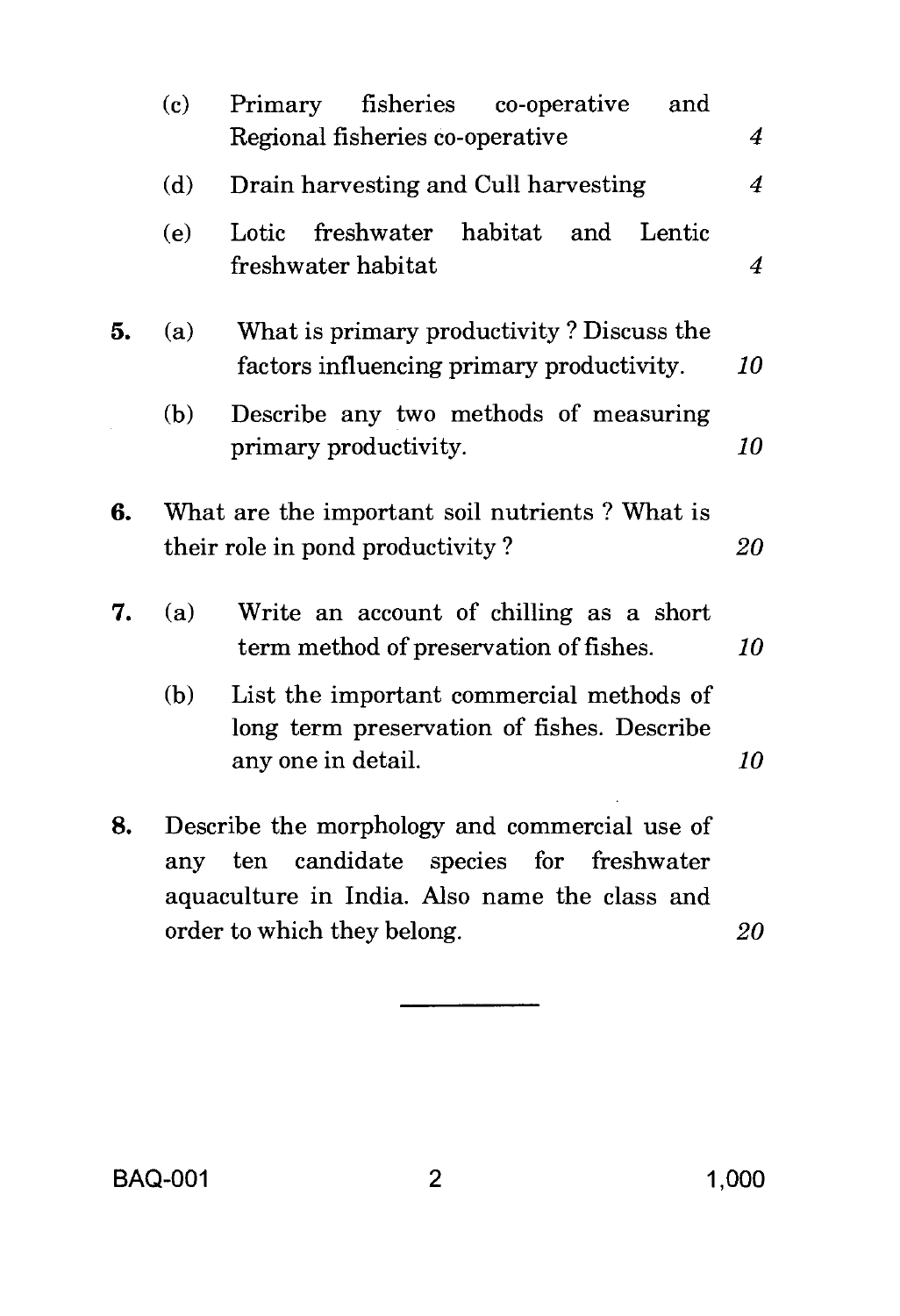(c) Primary fisheries co-operative and Regional fisheries co-operative *4*

(d) Drain harvesting and Cull harvesting *4*

(e) Lotic freshwater habitat and Lentic freshwater habitat *4*

**5.** (a) What is primary productivity ? Discuss the factors influencing primary productivity. *10*

(b) Describe any two methods of measuring primary productivity. *10*

**6.** What are the important soil nutrients ? What is their role in pond productivity ? *20*

**7.** (a) Write an account of chilling as a short term method of preservation of fishes. *10*

(b) List the important commercial methods of long term preservation of fishes. Describe any one in detail. *10*

**8.** Describe the morphology and commercial use of any ten candidate species for freshwater aquaculture in India. Also name the class and order to which they belong. *20*

---